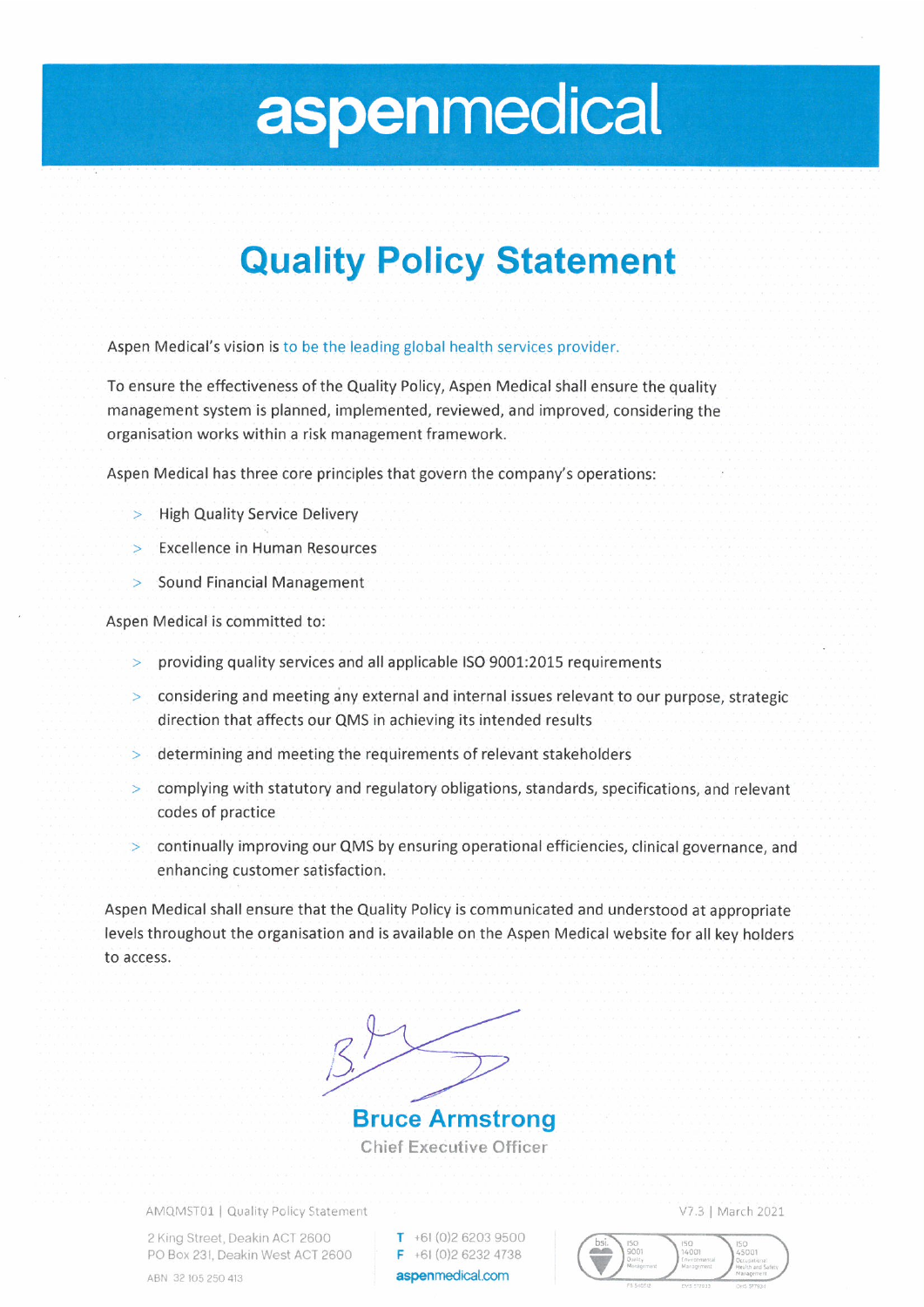aspenmedical

# Quality Policy Statement

Aspen Medical's vision is to be the leading global health services provider.

To ensure the effectiveness of the Quality Policy, Aspen Medical shall ensure the quality management system is planned, implemented, reviewed, and improved, considering the organisation works within a risk management framework.

Aspen Medical has three core principles that govern the company's operations:

- High Quality Service Delivery
- Excellence in Human Resources
- Sound Financial Management

Aspen Medical is committed to:

- providing quality services and all applicable ISO 9001:2015 requirements
- considering and meeting any external and internal issues relevant to our purpose, strategic direction that affects our QMS in achieving its intended results
- determining and meeting the requirements of relevant stakeholders
- complying with statutory and regulatory obligations, standards, specifications, and relevant codes of practice
- continually improving our QMS by ensuring operational efficiencies, clinical governance, and enhancing customer satisfaction.

Aspen Medical shall ensure that the Quality Policy is communicated and understood at appropriate levels throughout the organisation and is available on the Aspen Medical website for all key holders to access.

**Bruce Armstrong**
Chief Executive Officer

AMQMST01 | Quality Policy Statement

V7.3 | March 2021

2 King Street, Deakin ACT 2600
PO Box 231, Deakin West ACT 2600
ABN 32 105 250 413

T +61 (0)2 6203 9500
F +61 (0)2 6232 4738
aspenmedical.com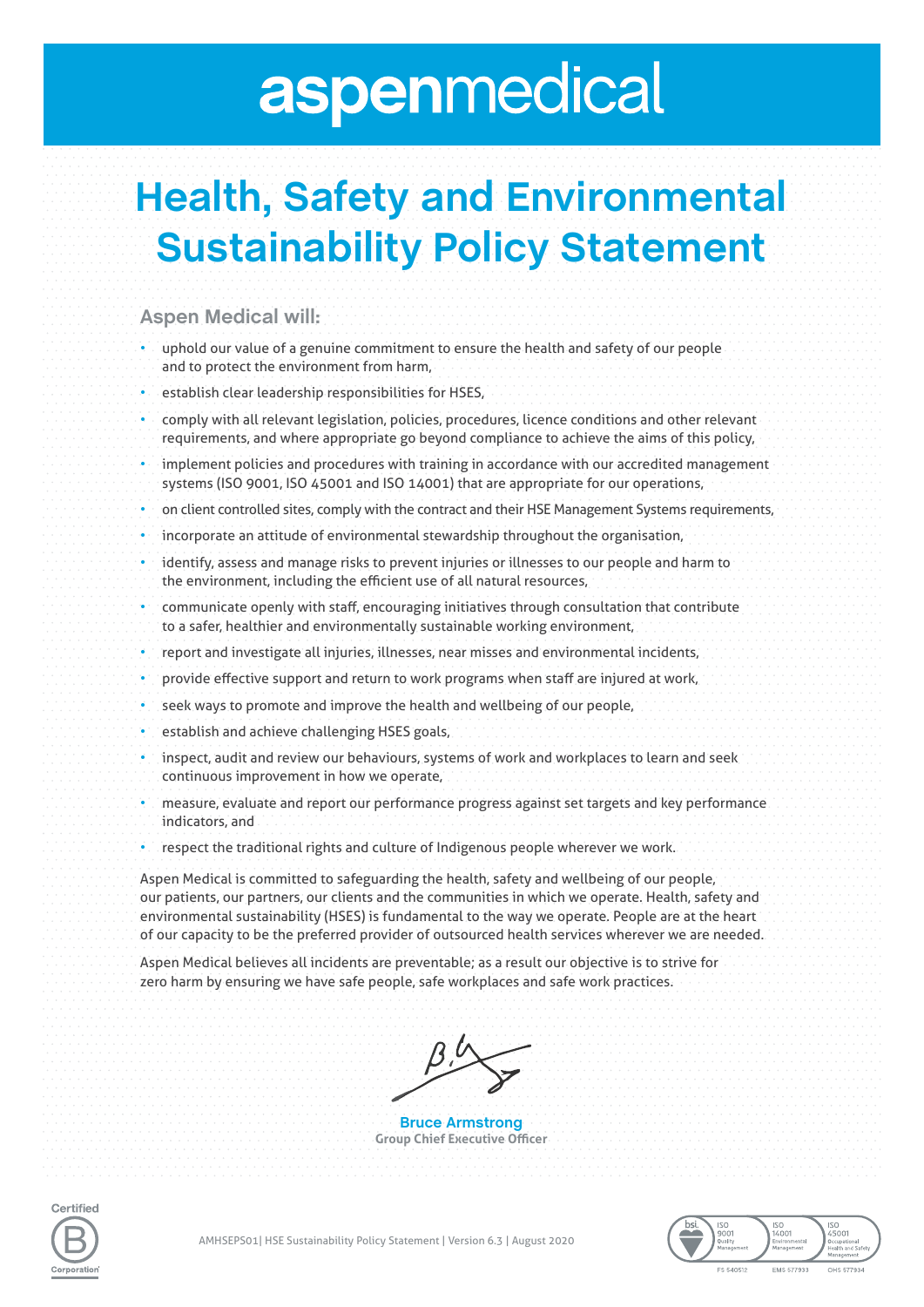# aspenmedical

## Health, Safety and Environmental Sustainability Policy Statement

### Aspen Medical will:

- uphold our value of a genuine commitment to ensure the health and safety of our people and to protect the environment from harm,
- establish clear leadership responsibilities for HSES,
- comply with all relevant legislation, policies, procedures, licence conditions and other relevant requirements, and where appropriate go beyond compliance to achieve the aims of this policy,
- implement policies and procedures with training in accordance with our accredited management systems (ISO 9001, ISO 45001 and ISO 14001) that are appropriate for our operations,
- on client controlled sites, comply with the contract and their HSE Management Systems requirements,
- incorporate an attitude of environmental stewardship throughout the organisation,
- identify, assess and manage risks to prevent injuries or illnesses to our people and harm to the environment, including the efficient use of all natural resources,
- communicate openly with staff, encouraging initiatives through consultation that contribute to a safer, healthier and environmentally sustainable working environment,
- report and investigate all injuries, illnesses, near misses and environmental incidents,
- provide effective support and return to work programs when staff are injured at work,
- seek ways to promote and improve the health and wellbeing of our people,
- establish and achieve challenging HSES goals,
- inspect, audit and review our behaviours, systems of work and workplaces to learn and seek continuous improvement in how we operate,
- measure, evaluate and report our performance progress against set targets and key performance indicators, and
- respect the traditional rights and culture of Indigenous people wherever we work.

Aspen Medical is committed to safeguarding the health, safety and wellbeing of our people, our patients, our partners, our clients and the communities in which we operate. Health, safety and environmental sustainability (HSES) is fundamental to the way we operate. People are at the heart of our capacity to be the preferred provider of outsourced health services wherever we are needed.

Aspen Medical believes all incidents are preventable; as a result our objective is to strive for zero harm by ensuring we have safe people, safe workplaces and safe work practices.

**Bruce Armstrong**
**Group Chief Executive Officer**

Certified B Corporation

AMHSEPS01| HSE Sustainability Policy Statement | Version 6.3 | August 2020

bsi. ISO 9001 Quality Management FS 540512 | ISO 14001 Environmental Management EMS 577933 | ISO 45001 Occupational Health and Safety Management OHS 577934